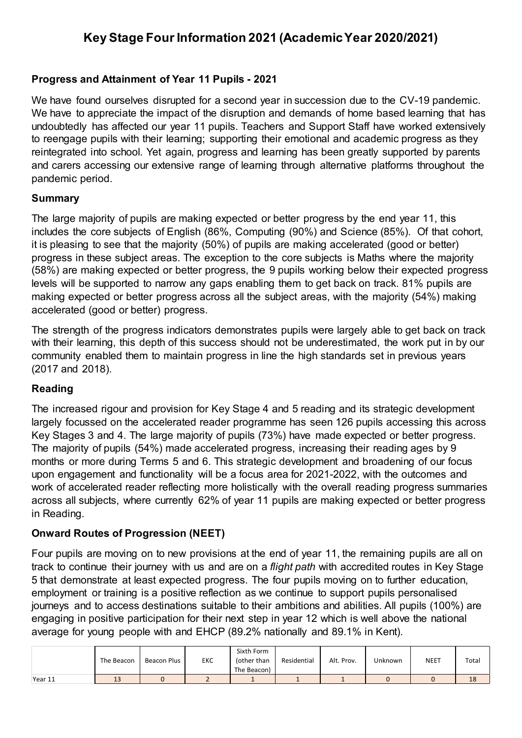# Key Stage Four Information 2021 (Academic Year 2020/2021)

### Progress and Attainment of Year 11 Pupils - 2021

We have found ourselves disrupted for a second year in succession due to the CV-19 pandemic. We have to appreciate the impact of the disruption and demands of home based learning that has undoubtedly has affected our year 11 pupils. Teachers and Support Staff have worked extensively to reengage pupils with their learning; supporting their emotional and academic progress as they reintegrated into school. Yet again, progress and learning has been greatly supported by parents and carers accessing our extensive range of learning through alternative platforms throughout the pandemic period.

### Summary

The large majority of pupils are making expected or better progress by the end year 11, this includes the core subjects of English (86%, Computing (90%) and Science (85%). Of that cohort, it is pleasing to see that the majority (50%) of pupils are making accelerated (good or better) progress in these subject areas. The exception to the core subjects is Maths where the majority (58%) are making expected or better progress, the 9 pupils working below their expected progress levels will be supported to narrow any gaps enabling them to get back on track. 81% pupils are making expected or better progress across all the subject areas, with the majority (54%) making accelerated (good or better) progress.

The strength of the progress indicators demonstrates pupils were largely able to get back on track with their learning, this depth of this success should not be underestimated, the work put in by our community enabled them to maintain progress in line the high standards set in previous years (2017 and 2018).

### Reading

The increased rigour and provision for Key Stage 4 and 5 reading and its strategic development largely focussed on the accelerated reader programme has seen 126 pupils accessing this across Key Stages 3 and 4. The large majority of pupils (73%) have made expected or better progress. The majority of pupils (54%) made accelerated progress, increasing their reading ages by 9 months or more during Terms 5 and 6. This strategic development and broadening of our focus upon engagement and functionality will be a focus area for 2021-2022, with the outcomes and work of accelerated reader reflecting more holistically with the overall reading progress summaries across all subjects, where currently 62% of year 11 pupils are making expected or better progress in Reading.

### Onward Routes of Progression (NEET)

Four pupils are moving on to new provisions at the end of year 11, the remaining pupils are all on track to continue their journey with us and are on a *flight path* with accredited routes in Key Stage 5 that demonstrate at least expected progress. The four pupils moving on to further education, employment or training is a positive reflection as we continue to support pupils personalised journeys and to access destinations suitable to their ambitions and abilities. All pupils (100%) are engaging in positive participation for their next step in year 12 which is well above the national average for young people with and EHCP (89.2% nationally and 89.1% in Kent).

| | The Beacon | Beacon Plus | EKC | Sixth Form (other than The Beacon) | Residential | Alt. Prov. | Unknown | NEET | Total |
|---|---|---|---|---|---|---|---|---|---|
| Year 11 | 13 | 0 | 2 | 1 | 1 | 1 | 0 | 0 | 18 |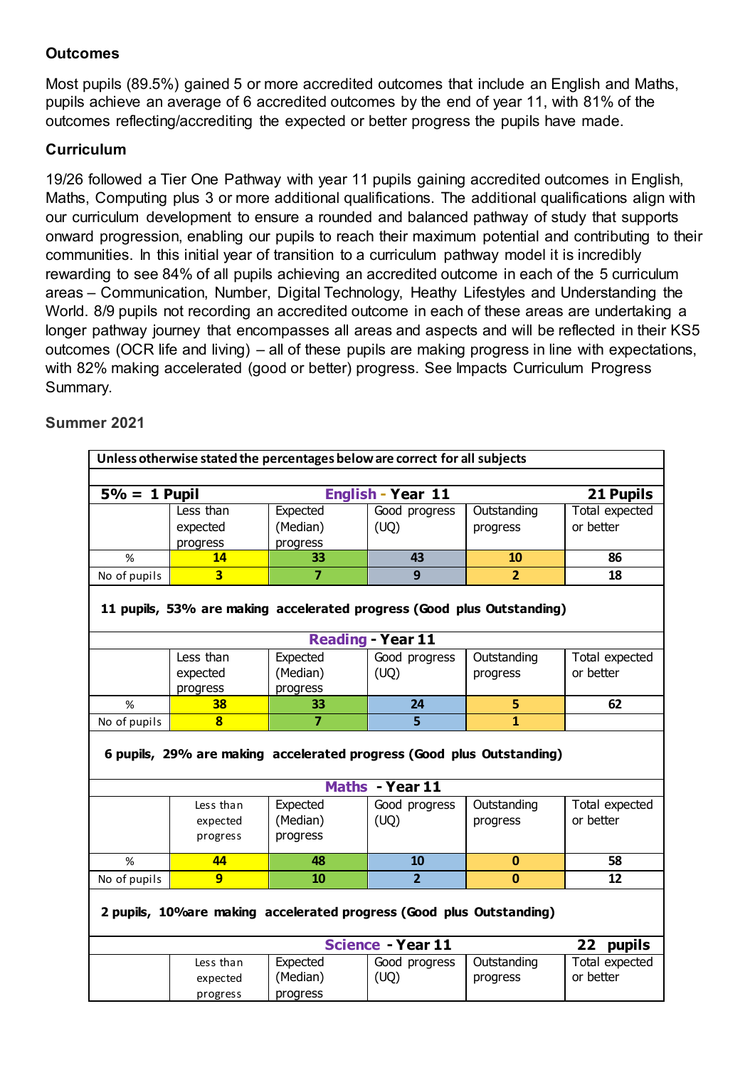**Outcomes**

Most pupils (89.5%) gained 5 or more accredited outcomes that include an English and Maths, pupils achieve an average of 6 accredited outcomes by the end of year 11, with 81% of the outcomes reflecting/accrediting the expected or better progress the pupils have made.

**Curriculum**

19/26 followed a Tier One Pathway with year 11 pupils gaining accredited outcomes in English, Maths, Computing plus 3 or more additional qualifications. The additional qualifications align with our curriculum development to ensure a rounded and balanced pathway of study that supports onward progression, enabling our pupils to reach their maximum potential and contributing to their communities. In this initial year of transition to a curriculum pathway model it is incredibly rewarding to see 84% of all pupils achieving an accredited outcome in each of the 5 curriculum areas – Communication, Number, Digital Technology, Heathy Lifestyles and Understanding the World. 8/9 pupils not recording an accredited outcome in each of these areas are undertaking a longer pathway journey that encompasses all areas and aspects and will be reflected in their KS5 outcomes (OCR life and living) – all of these pupils are making progress in line with expectations, with 82% making accelerated (good or better) progress. See Impacts Curriculum Progress Summary.

**Summer 2021**

**Unless otherwise stated the percentages below are correct for all subjects**

| **5% = 1 Pupil** | **English - Year 11** | | | | **21 Pupils** |
|---|---|---|---|---|---|
| | Less than expected progress | Expected (Median) progress | Good progress (UQ) | Outstanding progress | Total expected or better |
| % | **14** | **33** | **43** | **10** | **86** |
| No of pupils | **3** | **7** | **9** | **2** | **18** |

**11 pupils, 53% are making accelerated progress (Good plus Outstanding)**

| **Reading - Year 11** | | | | | |
|---|---|---|---|---|---|
| | Less than expected progress | Expected (Median) progress | Good progress (UQ) | Outstanding progress | Total expected or better |
| % | **38** | **33** | **24** | **5** | **62** |
| No of pupils | **8** | **7** | **5** | **1** | |

**6 pupils, 29% are making accelerated progress (Good plus Outstanding)**

| **Maths - Year 11** | | | | | |
|---|---|---|---|---|---|
| | Less than expected progress | Expected (Median) progress | Good progress (UQ) | Outstanding progress | Total expected or better |
| % | **44** | **48** | **10** | **0** | **58** |
| No of pupils | **9** | **10** | **2** | **0** | **12** |

**2 pupils, 10%are making accelerated progress (Good plus Outstanding)**

| **Science - Year 11** | | | | | **22 pupils** |
|---|---|---|---|---|---|
| | Less than expected progress | Expected (Median) progress | Good progress (UQ) | Outstanding progress | Total expected or better |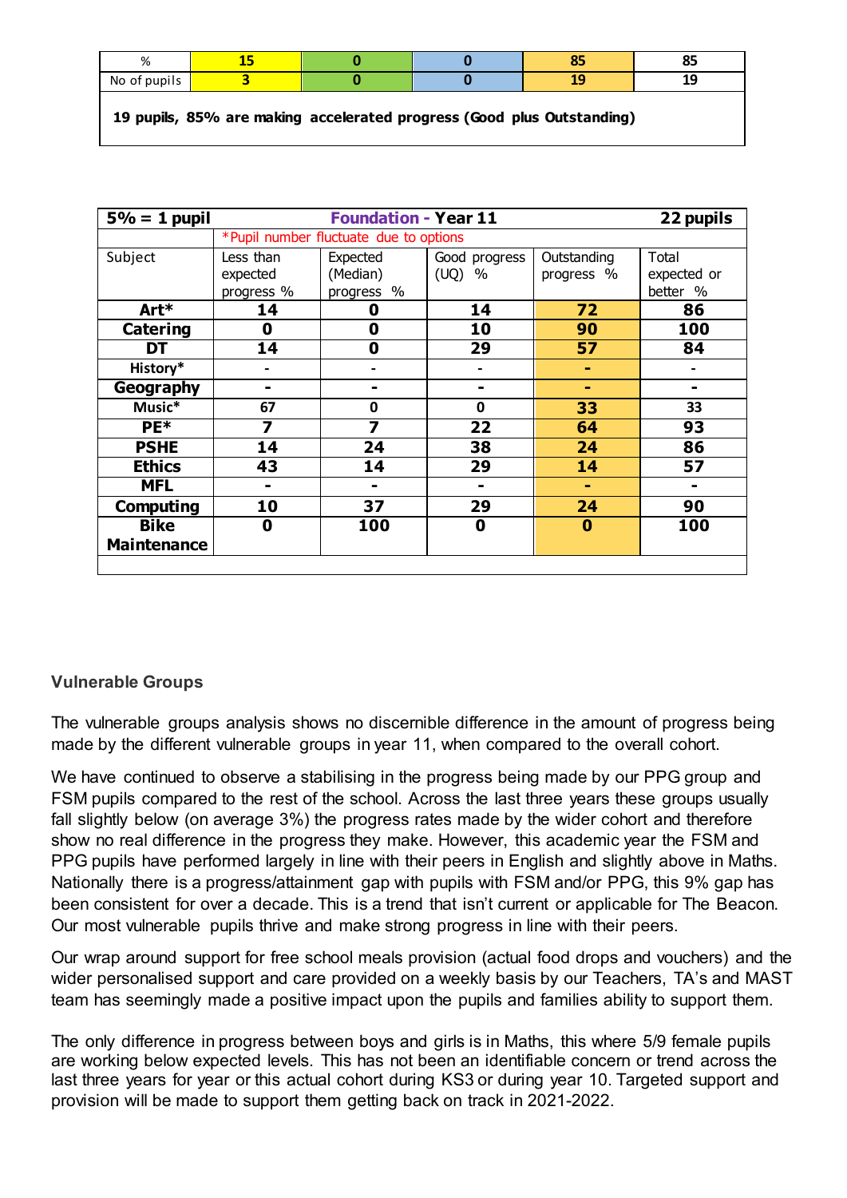| % | 15 | 0 | 0 | 85 | 85 |
|---|---|---|---|---|---|
| No of pupils | 3 | 0 | 0 | 19 | 19 |
| **19 pupils, 85% are making accelerated progress (Good plus Outstanding)** | | | | | |

| **5% = 1 pupil** | **Foundation - Year 11** | | | | **22 pupils** |
|---|---|---|---|---|---|
| | *Pupil number fluctuate due to options | | | | |
| Subject | Less than expected progress % | Expected (Median) progress % | Good progress (UQ) % | Outstanding progress % | Total expected or better % |
| **Art*** | **14** | **0** | **14** | **72** | **86** |
| **Catering** | **0** | **0** | **10** | **90** | **100** |
| **DT** | **14** | **0** | **29** | **57** | **84** |
| **History*** | - | - | - | - | - |
| **Geography** | - | - | - | - | - |
| **Music*** | 67 | 0 | 0 | **33** | 33 |
| **PE*** | **7** | **7** | **22** | **64** | **93** |
| **PSHE** | **14** | **24** | **38** | **24** | **86** |
| **Ethics** | **43** | **14** | **29** | **14** | **57** |
| **MFL** | - | - | - | - | - |
| **Computing** | **10** | **37** | **29** | **24** | **90** |
| **Bike Maintenance** | **0** | **100** | **0** | **0** | **100** |

### Vulnerable Groups

The vulnerable groups analysis shows no discernible difference in the amount of progress being made by the different vulnerable groups in year 11, when compared to the overall cohort.

We have continued to observe a stabilising in the progress being made by our PPG group and FSM pupils compared to the rest of the school. Across the last three years these groups usually fall slightly below (on average 3%) the progress rates made by the wider cohort and therefore show no real difference in the progress they make. However, this academic year the FSM and PPG pupils have performed largely in line with their peers in English and slightly above in Maths. Nationally there is a progress/attainment gap with pupils with FSM and/or PPG, this 9% gap has been consistent for over a decade. This is a trend that isn't current or applicable for The Beacon. Our most vulnerable pupils thrive and make strong progress in line with their peers.

Our wrap around support for free school meals provision (actual food drops and vouchers) and the wider personalised support and care provided on a weekly basis by our Teachers, TA's and MAST team has seemingly made a positive impact upon the pupils and families ability to support them.

The only difference in progress between boys and girls is in Maths, this where 5/9 female pupils are working below expected levels. This has not been an identifiable concern or trend across the last three years for year or this actual cohort during KS3 or during year 10. Targeted support and provision will be made to support them getting back on track in 2021-2022.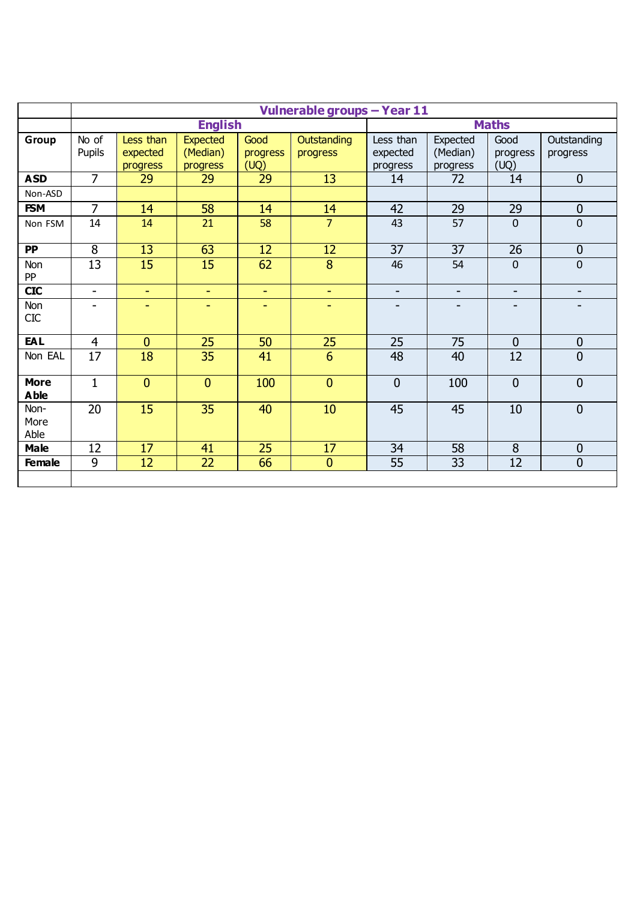| | Vulnerable groups – Year 11 | | | | | | | | |
|---|---|---|---|---|---|---|---|---|---|
| | | English | | | | Maths | | | |
| Group | No of Pupils | Less than expected progress | Expected (Median) progress | Good progress (UQ) | Outstanding progress | Less than expected progress | Expected (Median) progress | Good progress (UQ) | Outstanding progress |
| **ASD** | 7 | 29 | 29 | 29 | 13 | 14 | 72 | 14 | 0 |
| Non-ASD | | | | | | | | | |
| **FSM** | 7 | 14 | 58 | 14 | 14 | 42 | 29 | 29 | 0 |
| Non FSM | 14 | 14 | 21 | 58 | 7 | 43 | 57 | 0 | 0 |
| **PP** | 8 | 13 | 63 | 12 | 12 | 37 | 37 | 26 | 0 |
| Non PP | 13 | 15 | 15 | 62 | 8 | 46 | 54 | 0 | 0 |
| **CIC** | - | - | - | - | - | - | - | - | - |
| Non CIC | - | - | - | - | - | - | - | - | - |
| **EAL** | 4 | 0 | 25 | 50 | 25 | 25 | 75 | 0 | 0 |
| Non EAL | 17 | 18 | 35 | 41 | 6 | 48 | 40 | 12 | 0 |
| **More Able** | 1 | 0 | 0 | 100 | 0 | 0 | 100 | 0 | 0 |
| Non-More Able | 20 | 15 | 35 | 40 | 10 | 45 | 45 | 10 | 0 |
| **Male** | 12 | 17 | 41 | 25 | 17 | 34 | 58 | 8 | 0 |
| **Female** | 9 | 12 | 22 | 66 | 0 | 55 | 33 | 12 | 0 |